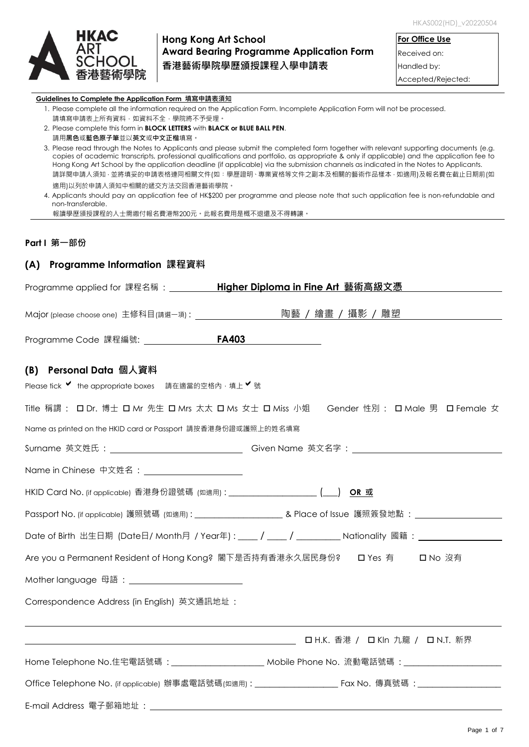HKAS002(HD)_v20220504

**HKAC ART SCHOOL 香港藝術學院**

# Hong Kong Art School Award Bearing Programme Application Form 香港藝術學院學歷頒授課程入學申請表

| **For Office Use** |
|---|
| Received on: |
| Handled by: |
| Accepted/Rejected: |

**Guidelines to Complete the Application Form 填寫申請表須知**

1. Please complete all the information required on the Application Form. Incomplete Application Form will not be processed.
   請填寫申請表上所有資料，如資料不全，學院將不予受理。
2. Please complete this form in **BLOCK LETTERS** with **BLACK or BLUE BALL PEN**.
   請用**黑色**或**藍色原子筆**並以**英文**或**中文正楷**填寫。
3. Please read through the Notes to Applicants and please submit the completed form together with relevant supporting documents (e.g. copies of academic transcripts, professional qualifications and portfolio, as appropriate & only if applicable) and the application fee to Hong Kong Art School by the application deadline (if applicable) via the submission channels as indicated in the Notes to Applicants.
   請詳閱申請人須知，並將填妥的申請表格連同相關文件(如：學歷證明、專業資格等文件之副本及相關的藝術作品樣本，如適用)及報名費在截止日期前(如適用)以列於申請人須知中相關的遞交方法交回香港藝術學院。
4. Applicants should pay an application fee of HK$200 per programme and please note that such application fee is non-refundable and non-transferable.
   報讀學歷頒授課程的人士需繳付報名費港幣200元。此報名費用是概不退還及不得轉讓。

## Part I 第一部份

### (A) Programme Information 課程資料

Programme applied for 課程名稱 : **Higher Diploma in Fine Art 藝術高級文憑**

Major (please choose one) 主修科目(請選一項) : 陶藝 / 繪畫 / 攝影 / 雕塑

Programme Code 課程編號: **FA403**

### (B) Personal Data 個人資料

Please tick ✔ the appropriate boxes 請在適當的空格內，填上 ✔ 號

Title 稱謂 : ☐ Dr. 博士 ☐ Mr 先生 ☐ Mrs 太太 ☐ Ms 女士 ☐ Miss 小姐　Gender 性別 : ☐ Male 男 ☐ Female 女

Name as printed on the HKID card or Passport 請按香港身份證或護照上的姓名填寫

Surname 英文姓氏 : ____________________ Given Name 英文名字 : ____________________

Name in Chinese 中文姓名 : ____________________

HKID Card No. (if applicable) 香港身份證號碼 (如適用) : ____________________ (___) **OR 或**

Passport No. (if applicable) 護照號碼 (如適用) : ____________________ & Place of Issue 護照簽發地點 : ____________________

Date of Birth 出生日期 (Date日/ Month月 / Year年) : ____ / ____ / ________ Nationality 國籍 : ____________________

Are you a Permanent Resident of Hong Kong? 閣下是否持有香港永久居民身份? ☐ Yes 有 ☐ No 沒有

Mother language 母語 : ____________________

Correspondence Address (in English) 英文通訊地址 :

______________________________________________________________________

______________________________________________ ☐ H.K. 香港 / ☐ Kln 九龍 / ☐ N.T. 新界

Home Telephone No.住宅電話號碼 : ____________________ Mobile Phone No. 流動電話號碼 : ____________________

Office Telephone No. (if applicable) 辦事處電話號碼(如適用) : ____________________ Fax No. 傳真號碼 : ____________________

E-mail Address 電子郵箱地址 : ____________________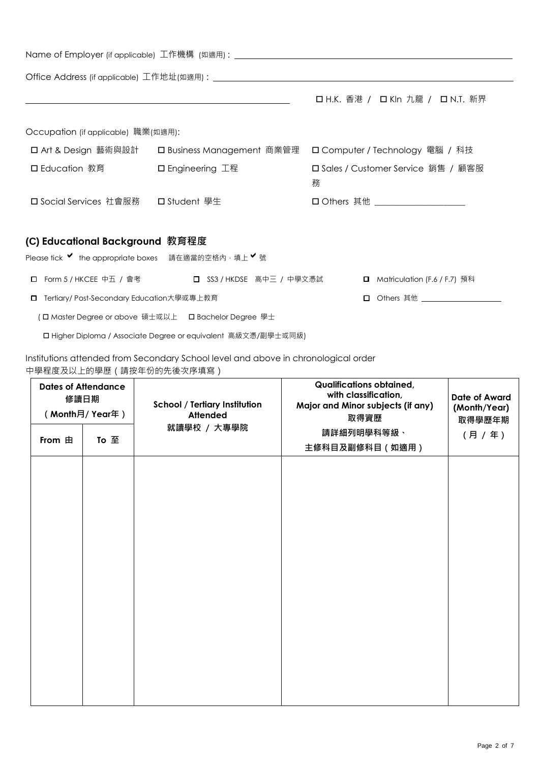Name of Employer (if applicable) 工作機構 (如適用)：\_\_\_\_\_\_\_\_\_\_\_\_\_\_\_\_\_\_\_\_\_\_\_\_\_\_\_\_\_\_\_\_\_\_\_\_\_\_\_\_

Office Address (if applicable) 工作地址(如適用)：\_\_\_\_\_\_\_\_\_\_\_\_\_\_\_\_\_\_\_\_\_\_\_\_\_\_\_\_\_\_\_\_\_\_\_\_\_\_\_\_

\_\_\_\_\_\_\_\_\_\_\_\_\_\_\_\_\_\_\_\_\_\_\_\_\_\_\_\_\_\_\_\_\_\_\_\_ ☐ H.K. 香港 / ☐ Kln 九龍 / ☐ N.T. 新界

Occupation (if applicable) 職業(如適用):

| | | |
|---|---|---|
| ☐ Art & Design 藝術與設計 | ☐ Business Management 商業管理 | ☐ Computer / Technology 電腦 / 科技 |
| ☐ Education 教育 | ☐ Engineering 工程 | ☐ Sales / Customer Service 銷售 / 顧客服務 |
| ☐ Social Services 社會服務 | ☐ Student 學生 | ☐ Others 其他 \_\_\_\_\_\_\_\_\_\_\_\_ |

## (C) Educational Background 教育程度

Please tick ✔ the appropriate boxes 請在適當的空格內，填上 ✔ 號

☐ Form 5 / HKCEE 中五 / 會考 ☐ SS3 / HKDSE 高中三 / 中學文憑試 ☐ Matriculation (F.6 / F.7) 預科

☐ Tertiary/ Post-Secondary Education大學或專上教育 ☐ Others 其他 \_\_\_\_\_\_\_\_\_\_\_\_

( ☐ Master Degree or above 碩士或以上 ☐ Bachelor Degree 學士

☐ Higher Diploma / Associate Degree or equivalent 高級文憑/副學士或同級)

Institutions attended from Secondary School level and above in chronological order
中學程度及以上的學歷（請按年份的先後次序填寫）

| **Dates of Attendance 修讀日期 (Month月/ Year年)** | | **School / Tertiary Institution Attended 就讀學校 / 大專學院** | **Qualifications obtained, with classification, Major and Minor subjects (if any) 取得資歷 請詳細列明學科等級、主修科目及副修科目（如適用）** | **Date of Award (Month/Year) 取得學歷年期 (月 / 年)** |
|---|---|---|---|---|
| **From 由** | **To 至** | | | |
| | | | | |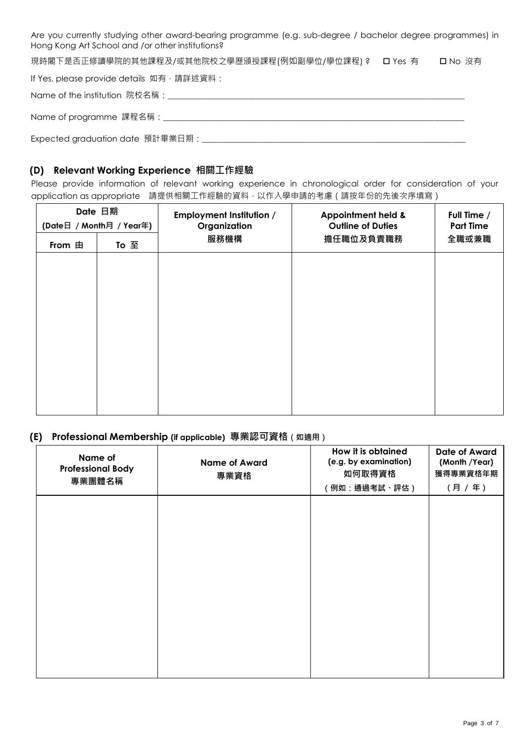Are you currently studying other award-bearing programme (e.g. sub-degree / bachelor degree programmes) in Hong Kong Art School and /or other institutions?

現時閣下是否正修讀學院的其他課程及/或其他院校之學歷頒授課程(例如副學位/學位課程)？ ☐ Yes 有 ☐ No 沒有

If Yes, please provide details 如有，請詳述資料：

Name of the institution 院校名稱：\_\_\_\_\_\_\_\_\_\_\_\_\_\_\_\_\_\_\_\_\_\_\_\_\_\_\_\_\_\_\_\_\_\_\_\_\_\_\_\_

Name of programme 課程名稱：\_\_\_\_\_\_\_\_\_\_\_\_\_\_\_\_\_\_\_\_\_\_\_\_\_\_\_\_\_\_\_\_\_\_\_\_\_\_\_\_

Expected graduation date 預計畢業日期：\_\_\_\_\_\_\_\_\_\_\_\_\_\_\_\_\_\_\_\_\_\_\_\_\_\_\_\_\_\_\_\_\_\_\_\_\_\_\_\_

## (D) Relevant Working Experience 相關工作經驗

Please provide information of relevant working experience in chronological order for consideration of your application as appropriate 請提供相關工作經驗的資料，以作入學申請的考慮（請按年份的先後次序填寫）

| Date 日期 (Date日 / Month月 / Year年) | | Employment Institution / Organization 服務機構 | Appointment held & Outline of Duties 擔任職位及負責職務 | Full Time / Part Time 全職或兼職 |
|---|---|---|---|---|
| From 由 | To 至 | | | |
| | | | | |

## (E) Professional Membership (if applicable) 專業認可資格（如適用）

| Name of Professional Body 專業團體名稱 | Name of Award 專業資格 | How it is obtained (e.g. by examination) 如何取得資格（例如：通過考試、評估） | Date of Award (Month /Year) 獲得專業資格年期（月 / 年） |
|---|---|---|---|
| | | | |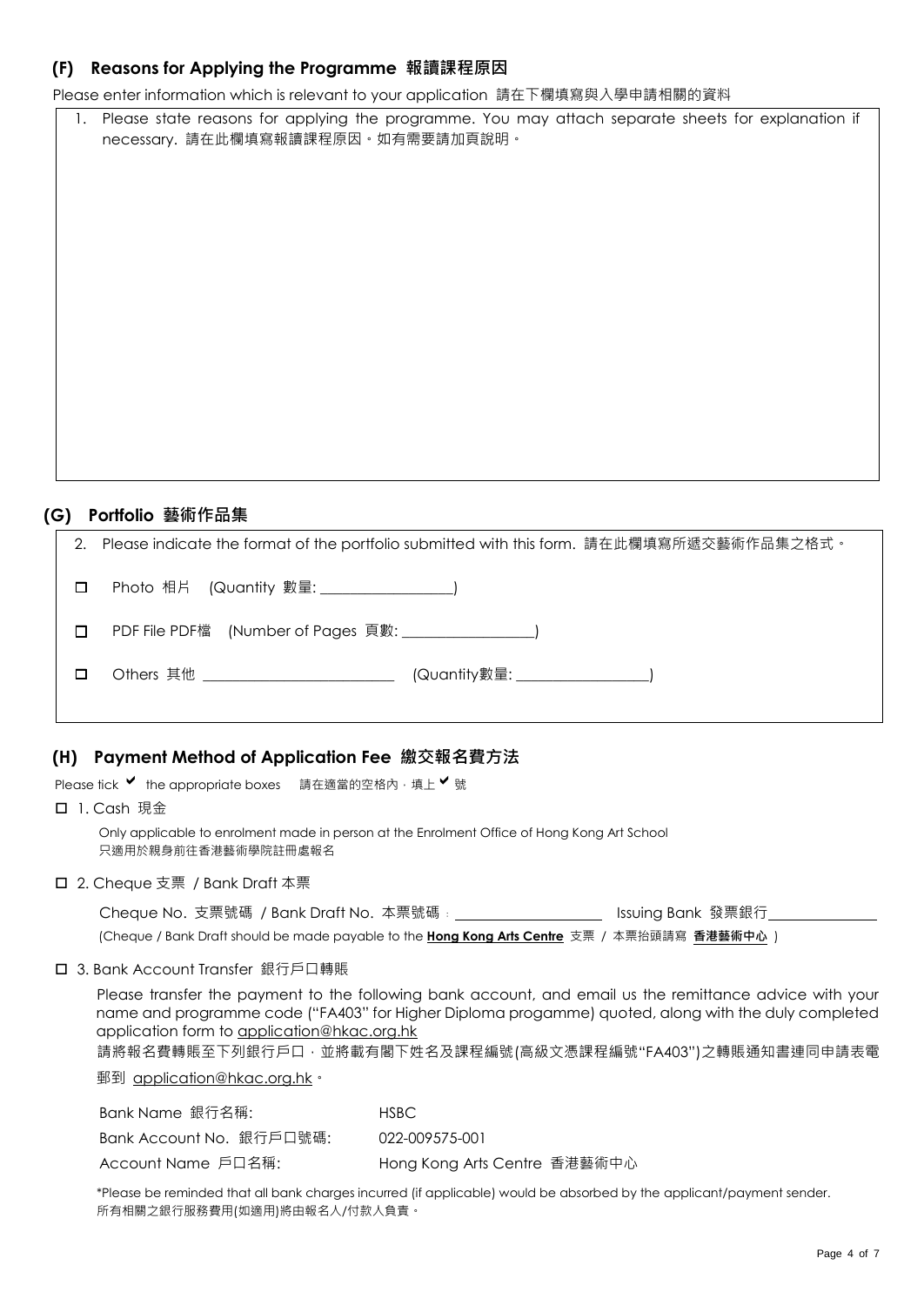## (F) Reasons for Applying the Programme 報讀課程原因

Please enter information which is relevant to your application 請在下欄填寫與入學申請相關的資料

1. Please state reasons for applying the programme. You may attach separate sheets for explanation if necessary. 請在此欄填寫報讀課程原因。如有需要請加頁說明。

## (G) Portfolio 藝術作品集

2. Please indicate the format of the portfolio submitted with this form. 請在此欄填寫所遞交藝術作品集之格式。

☐ Photo 相片 (Quantity 數量: \_\_\_\_\_\_\_\_\_\_\_\_\_\_\_\_)

☐ PDF File PDF檔 (Number of Pages 頁數: \_\_\_\_\_\_\_\_\_\_\_\_\_\_\_\_)

☐ Others 其他 \_\_\_\_\_\_\_\_\_\_\_\_\_\_\_\_\_\_\_\_\_\_ (Quantity數量: \_\_\_\_\_\_\_\_\_\_\_\_\_\_\_\_)

## (H) Payment Method of Application Fee 繳交報名費方法

Please tick ✔ the appropriate boxes 請在適當的空格內，填上 ✔ 號

☐ 1. Cash 現金

Only applicable to enrolment made in person at the Enrolment Office of Hong Kong Art School
只適用於親身前往香港藝術學院註冊處報名

☐ 2. Cheque 支票 / Bank Draft 本票

Cheque No. 支票號碼 / Bank Draft No. 本票號碼：\_\_\_\_\_\_\_\_\_\_\_\_\_\_\_\_ Issuing Bank 發票銀行\_\_\_\_\_\_\_\_\_\_\_\_

(Cheque / Bank Draft should be made payable to the **Hong Kong Arts Centre** 支票 / 本票抬頭請寫 **香港藝術中心** )

☐ 3. Bank Account Transfer 銀行戶口轉賬

Please transfer the payment to the following bank account, and email us the remittance advice with your name and programme code ("FA403" for Higher Diploma progamme) quoted, along with the duly completed application form to application@hkac.org.hk

請將報名費轉賬至下列銀行戶口，並將載有閣下姓名及課程編號(高級文憑課程編號"FA403")之轉賬通知書連同申請表電郵到 application@hkac.org.hk。

| | |
|---|---|
| Bank Name 銀行名稱: | HSBC |
| Bank Account No. 銀行戶口號碼: | 022-009575-001 |
| Account Name 戶口名稱: | Hong Kong Arts Centre 香港藝術中心 |

*Please be reminded that all bank charges incurred (if applicable) would be absorbed by the applicant/payment sender.
所有相關之銀行服務費用(如適用)將由報名人/付款人負責。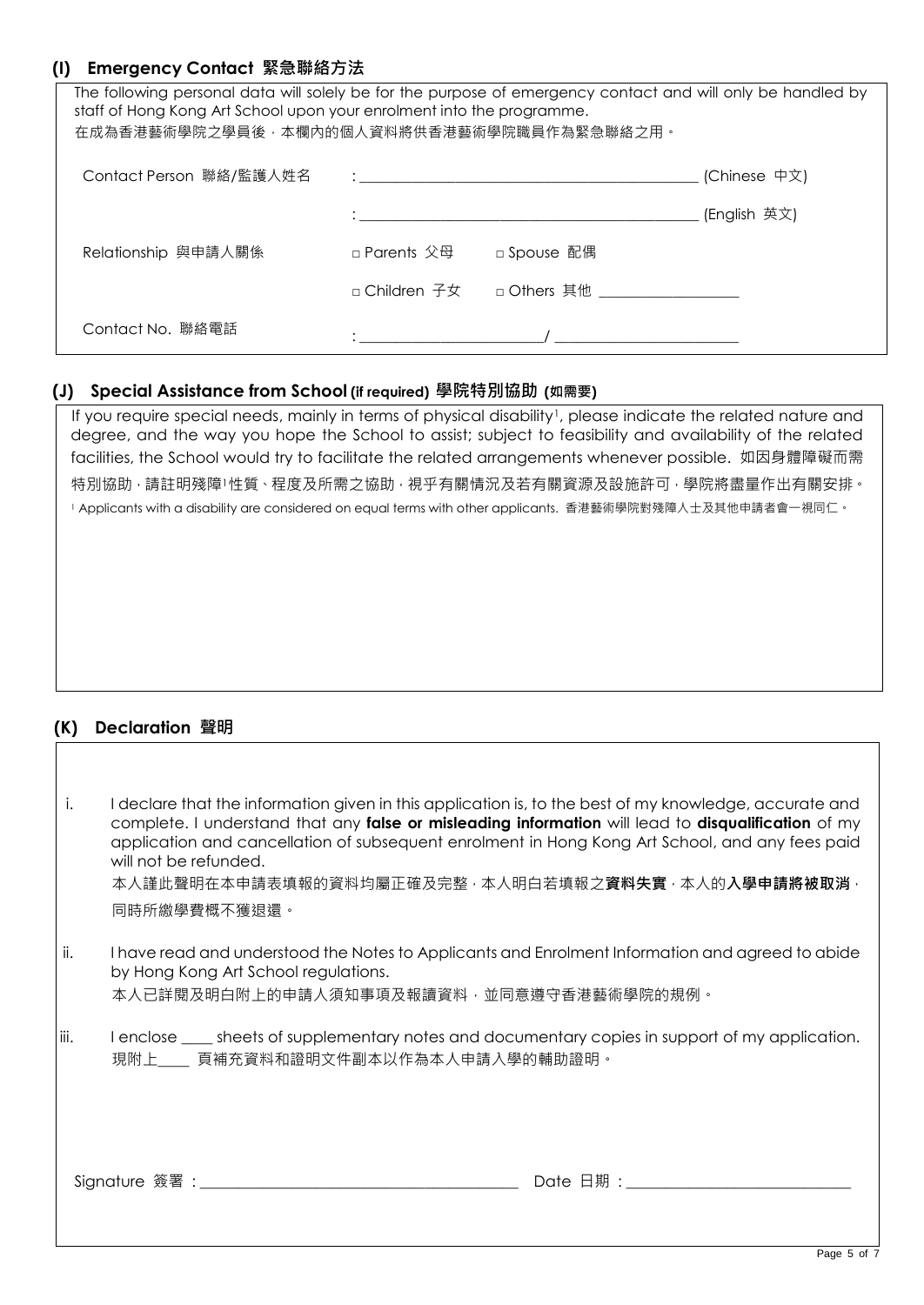## (I) Emergency Contact 緊急聯絡方法

The following personal data will solely be for the purpose of emergency contact and will only be handled by staff of Hong Kong Art School upon your enrolment into the programme.
在成為香港藝術學院之學員後，本欄內的個人資料將供香港藝術學院職員作為緊急聯絡之用。

| | | |
|---|---|---|
| Contact Person 聯絡/監護人姓名 | : ____________________________________ (Chinese 中文) | |
| | : ____________________________________ (English 英文) | |
| Relationship 與申請人關係 | □ Parents 父母 | □ Spouse 配偶 |
| | □ Children 子女 | □ Others 其他 ______________ |
| Contact No. 聯絡電話 | : ____________________ / ____________________ | |

## (J) Special Assistance from School (if required) 學院特別協助 (如需要)

If you require special needs, mainly in terms of physical disability[1], please indicate the related nature and degree, and the way you hope the School to assist; subject to feasibility and availability of the related facilities, the School would try to facilitate the related arrangements whenever possible. 如因身體障礙而需特別協助，請註明殘障[1]性質、程度及所需之協助，視乎有關情況及若有關資源及設施許可，學院將盡量作出有關安排。

[1] Applicants with a disability are considered on equal terms with other applicants. 香港藝術學院對殘障人士及其他申請者會一視同仁。

## (K) Declaration 聲明

i. I declare that the information given in this application is, to the best of my knowledge, accurate and complete. I understand that any **false or misleading information** will lead to **disqualification** of my application and cancellation of subsequent enrolment in Hong Kong Art School, and any fees paid will not be refunded.
本人謹此聲明在本申請表填報的資料均屬正確及完整，本人明白若填報之**資料失實**，本人的**入學申請將被取消**，同時所繳學費概不獲退還。

ii. I have read and understood the Notes to Applicants and Enrolment Information and agreed to abide by Hong Kong Art School regulations.
本人已詳閱及明白附上的申請人須知事項及報讀資料，並同意遵守香港藝術學院的規例。

iii. I enclose ____ sheets of supplementary notes and documentary copies in support of my application.
現附上____ 頁補充資料和證明文件副本以作為本人申請入學的輔助證明。

Signature 簽署：______________________________ Date 日期：______________________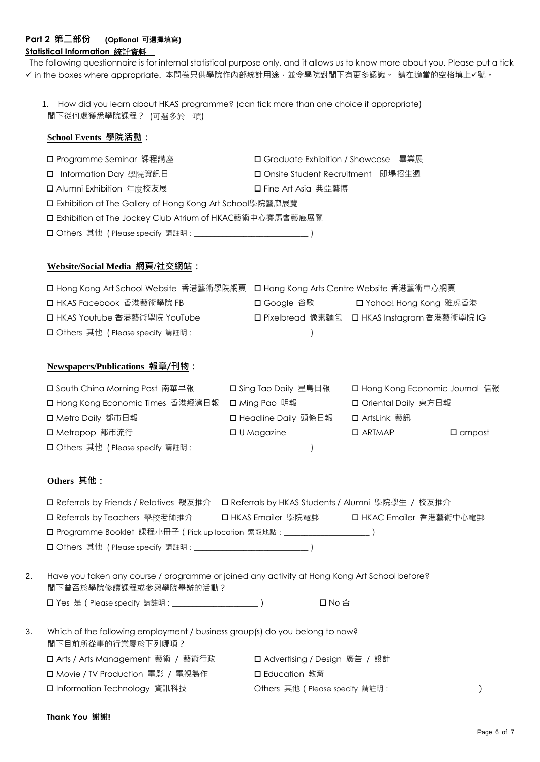**Part 2 第二部份 (Optional 可選擇填寫)**

**Statistical Information 統計資料**

The following questionnaire is for internal statistical purpose only, and it allows us to know more about you. Please put a tick ✓ in the boxes where appropriate. 本問卷只供學院作內部統計用途，並令學院對閣下有更多認識。 請在適當的空格填上✓號。

1. How did you learn about HKAS programme? (can tick more than one choice if appropriate)
閣下從何處獲悉學院課程？ (可選多於一項)

**School Events 學院活動：**

- ☐ Programme Seminar 課程講座
- ☐ Graduate Exhibition / Showcase 畢業展
- ☐ Information Day 學院資訊日
- ☐ Onsite Student Recruitment 即場招生週
- ☐ Alumni Exhibition 年度校友展
- ☐ Fine Art Asia 典亞藝博
- ☐ Exhibition at The Gallery of Hong Kong Art School學院藝廊展覽
- ☐ Exhibition at The Jockey Club Atrium of HKAC藝術中心賽馬會藝廊展覽
- ☐ Others 其他 ( Please specify 請註明 : ____________________________ )

**Website/Social Media 網頁/社交網站：**

- ☐ Hong Kong Art School Website 香港藝術學院網頁
- ☐ Hong Kong Arts Centre Website 香港藝術中心網頁
- ☐ HKAS Facebook 香港藝術學院 FB
- ☐ Google 谷歌
- ☐ Yahoo! Hong Kong 雅虎香港
- ☐ HKAS Youtube 香港藝術學院 YouTube
- ☐ Pixelbread 像素麵包
- ☐ HKAS Instagram 香港藝術學院 IG
- ☐ Others 其他 ( Please specify 請註明 : ____________________________ )

**Newspapers/Publications 報章/刊物：**

- ☐ South China Morning Post 南華早報
- ☐ Sing Tao Daily 星島日報
- ☐ Hong Kong Economic Journal 信報
- ☐ Hong Kong Economic Times 香港經濟日報
- ☐ Ming Pao 明報
- ☐ Oriental Daily 東方日報
- ☐ Metro Daily 都市日報
- ☐ Headline Daily 頭條日報
- ☐ ArtsLink 藝訊
- ☐ Metropop 都市流行
- ☐ U Magazine
- ☐ ARTMAP
- ☐ ampost
- ☐ Others 其他 ( Please specify 請註明 : ____________________________ )

**Others 其他：**

- ☐ Referrals by Friends / Relatives 親友推介
- ☐ Referrals by HKAS Students / Alumni 學院學生 / 校友推介
- ☐ Referrals by Teachers 學校老師推介
- ☐ HKAS Emailer 學院電郵
- ☐ HKAC Emailer 香港藝術中心電郵
- ☐ Programme Booklet 課程小冊子 ( Pick up location 索取地點 : ____________________ )
- ☐ Others 其他 ( Please specify 請註明 : ____________________________ )

2. Have you taken any course / programme or joined any activity at Hong Kong Art School before?
閣下曾否於學院修讀課程或參與學院舉辦的活動？

☐ Yes 是 ( Please specify 請註明 : ____________________ ) ☐ No 否

3. Which of the following employment / business group(s) do you belong to now?
閣下目前所從事的行業屬於下列哪項？

- ☐ Arts / Arts Management 藝術 / 藝術行政
- ☐ Advertising / Design 廣告 / 設計
- ☐ Movie / TV Production 電影 / 電視製作
- ☐ Education 教育
- ☐ Information Technology 資訊科技
- Others 其他 ( Please specify 請註明 : ____________________ )

**Thank You 謝謝!**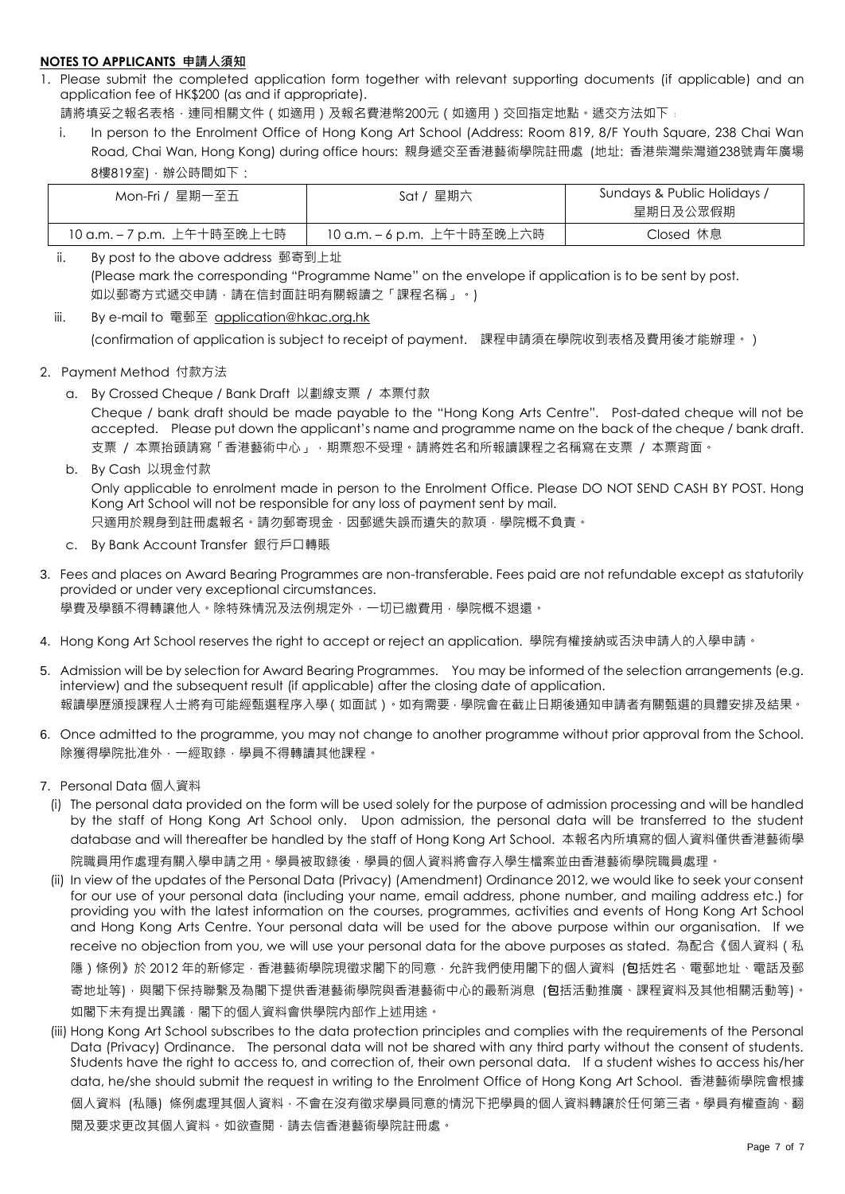**NOTES TO APPLICANTS 申請人須知**

1. Please submit the completed application form together with relevant supporting documents (if applicable) and an application fee of HK$200 (as and if appropriate).
   請將填妥之報名表格，連同相關文件（如適用）及報名費港幣200元（如適用）交回指定地點。遞交方法如下：

   i. In person to the Enrolment Office of Hong Kong Art School (Address: Room 819, 8/F Youth Square, 238 Chai Wan Road, Chai Wan, Hong Kong) during office hours: 親身遞交至香港藝術學院註冊處 (地址: 香港柴灣柴灣道238號青年廣場8樓819室)，辦公時間如下：

| Mon-Fri / 星期一至五 | Sat / 星期六 | Sundays & Public Holidays / 星期日及公眾假期 |
|---|---|---|
| 10 a.m. – 7 p.m. 上午十時至晚上七時 | 10 a.m. – 6 p.m. 上午十時至晚上六時 | Closed 休息 |

   ii. By post to the above address 郵寄到上址
   (Please mark the corresponding "Programme Name" on the envelope if application is to be sent by post. 如以郵寄方式遞交申請，請在信封面註明有關報讀之「課程名稱」。)

   iii. By e-mail to 電郵至 application@hkac.org.hk
   (confirmation of application is subject to receipt of payment. 課程申請須在學院收到表格及費用後才能辦理。)

2. Payment Method 付款方法

   a. By Crossed Cheque / Bank Draft 以劃線支票 / 本票付款
   Cheque / bank draft should be made payable to the "Hong Kong Arts Centre". Post-dated cheque will not be accepted. Please put down the applicant's name and programme name on the back of the cheque / bank draft. 支票 / 本票抬頭請寫「香港藝術中心」，期票恕不受理。請將姓名和所報讀課程之名稱寫在支票 / 本票背面。

   b. By Cash 以現金付款
   Only applicable to enrolment made in person to the Enrolment Office. Please DO NOT SEND CASH BY POST. Hong Kong Art School will not be responsible for any loss of payment sent by mail.
   只適用於親身到註冊處報名。請勿郵寄現金，因郵遞失誤而遺失的款項，學院概不負責。

   c. By Bank Account Transfer 銀行戶口轉賬

3. Fees and places on Award Bearing Programmes are non-transferable. Fees paid are not refundable except as statutorily provided or under very exceptional circumstances.
   學費及學額不得轉讓他人。除特殊情況及法例規定外，一切已繳費用，學院概不退還。

4. Hong Kong Art School reserves the right to accept or reject an application. 學院有權接納或否決申請人的入學申請。

5. Admission will be by selection for Award Bearing Programmes. You may be informed of the selection arrangements (e.g. interview) and the subsequent result (if applicable) after the closing date of application.
   報讀學歷頒授課程人士將有可能經甄選程序入學（如面試）。如有需要，學院會在截止日期後通知申請者有關甄選的具體安排及結果。

6. Once admitted to the programme, you may not change to another programme without prior approval from the School. 除獲得學院批准外，一經取錄，學員不得轉讀其他課程。

7. Personal Data 個人資料

   (i) The personal data provided on the form will be used solely for the purpose of admission processing and will be handled by the staff of Hong Kong Art School only. Upon admission, the personal data will be transferred to the student database and will thereafter be handled by the staff of Hong Kong Art School. 本報名內所填寫的個人資料僅供香港藝術學院職員用作處理有關入學申請之用。學員被取錄後，學員的個人資料將會存入學生檔案並由香港藝術學院職員處理。

   (ii) In view of the updates of the Personal Data (Privacy) (Amendment) Ordinance 2012, we would like to seek your consent for our use of your personal data (including your name, email address, phone number, and mailing address etc.) for providing you with the latest information on the courses, programmes, activities and events of Hong Kong Art School and Hong Kong Arts Centre. Your personal data will be used for the above purpose within our organisation. If we receive no objection from you, we will use your personal data for the above purposes as stated. 為配合《個人資料（私隱）條例》於 2012 年的新修定，香港藝術學院現徵求閣下的同意，允許我們使用閣下的個人資料 (包括姓名、電郵地址、電話及郵寄地址等)，與閣下保持聯繫及為閣下提供香港藝術學院與香港藝術中心的最新消息 (包括活動推廣、課程資料及其他相關活動等)。如閣下未有提出異議，閣下的個人資料會供學院內部作上述用途。

   (iii) Hong Kong Art School subscribes to the data protection principles and complies with the requirements of the Personal Data (Privacy) Ordinance. The personal data will not be shared with any third party without the consent of students. Students have the right to access to, and correction of, their own personal data. If a student wishes to access his/her data, he/she should submit the request in writing to the Enrolment Office of Hong Kong Art School. 香港藝術學院會根據個人資料 (私隱) 條例處理其個人資料，不會在沒有徵求學員同意的情況下把學員的個人資料轉讓於任何第三者。學員有權查詢、翻閱及要求更改其個人資料。如欲查閱，請去信香港藝術學院註冊處。